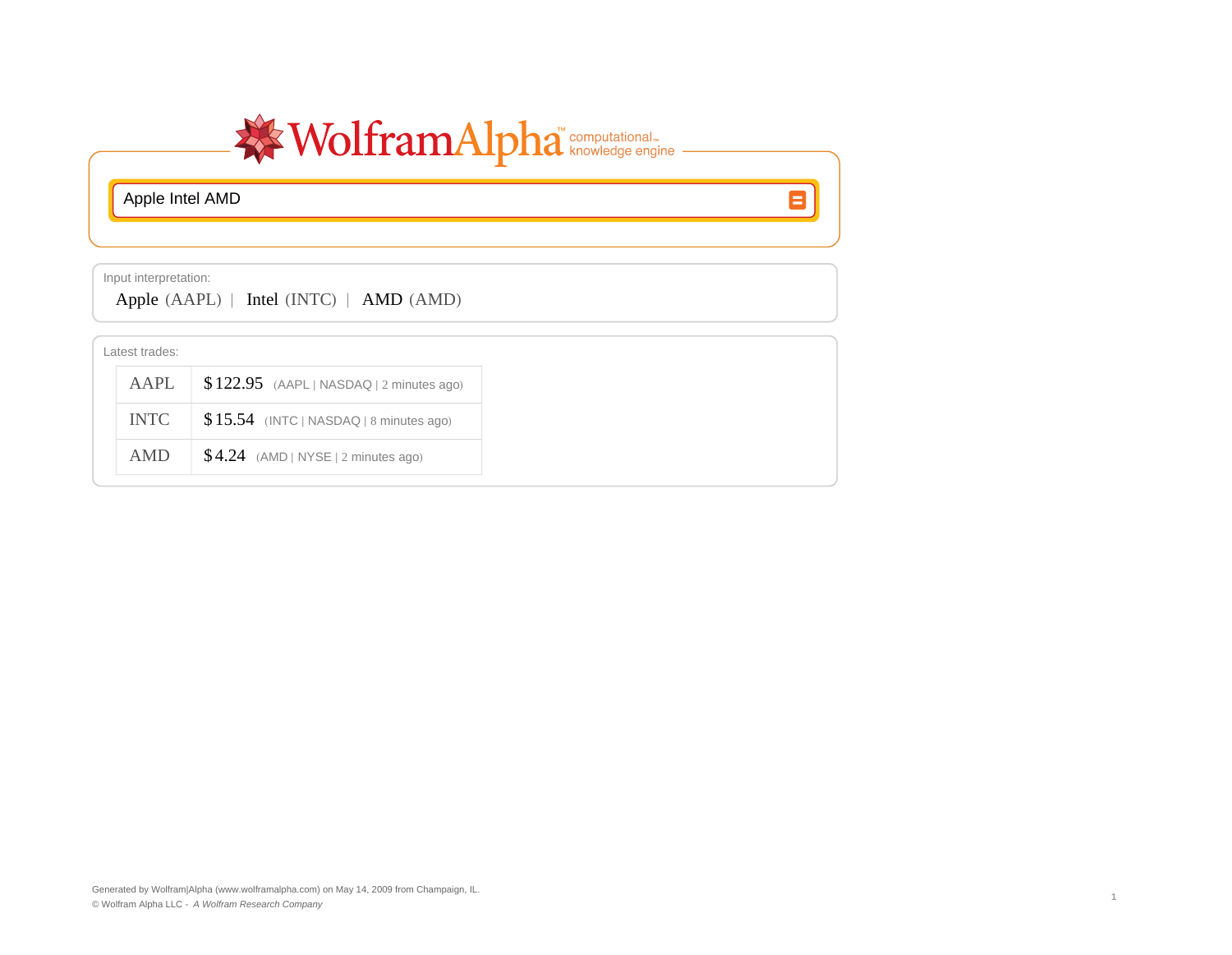WolframAlpha™ computational knowledge engine

Apple Intel AMD

Input interpretation:

Apple (AAPL) | Intel (INTC) | AMD (AMD)

Latest trades:

| | |
|---|---|
| AAPL | $122.95 (AAPL \| NASDAQ \| 2 minutes ago) |
| INTC | $15.54 (INTC \| NASDAQ \| 8 minutes ago) |
| AMD | $4.24 (AMD \| NYSE \| 2 minutes ago) |

Generated by Wolfram|Alpha (www.wolframalpha.com) on May 14, 2009 from Champaign, IL.
© Wolfram Alpha LLC - *A Wolfram Research Company*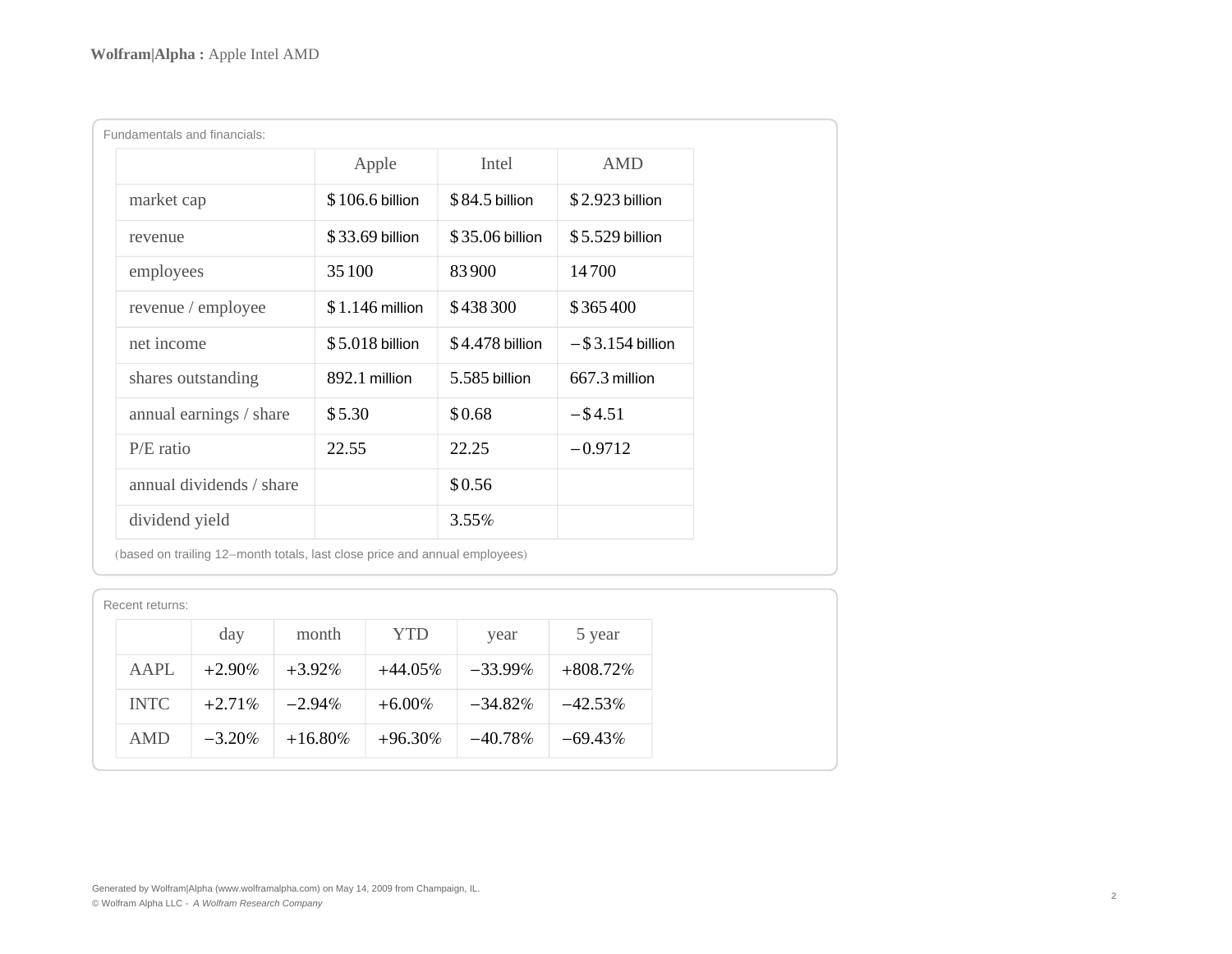Fundamentals and financials:

| | Apple | Intel | AMD |
|---|---|---|---|
| market cap | $106.6 billion | $84.5 billion | $2.923 billion |
| revenue | $33.69 billion | $35.06 billion | $5.529 billion |
| employees | 35 100 | 83 900 | 14 700 |
| revenue / employee | $1.146 million | $438 300 | $365 400 |
| net income | $5.018 billion | $4.478 billion | −$3.154 billion |
| shares outstanding | 892.1 million | 5.585 billion | 667.3 million |
| annual earnings / share | $5.30 | $0.68 | −$4.51 |
| P/E ratio | 22.55 | 22.25 | −0.9712 |
| annual dividends / share | | $0.56 | |
| dividend yield | | 3.55% | |

(based on trailing 12−month totals, last close price and annual employees)

Recent returns:

| | day | month | YTD | year | 5 year |
|---|---|---|---|---|---|
| AAPL | +2.90% | +3.92% | +44.05% | −33.99% | +808.72% |
| INTC | +2.71% | −2.94% | +6.00% | −34.82% | −42.53% |
| AMD | −3.20% | +16.80% | +96.30% | −40.78% | −69.43% |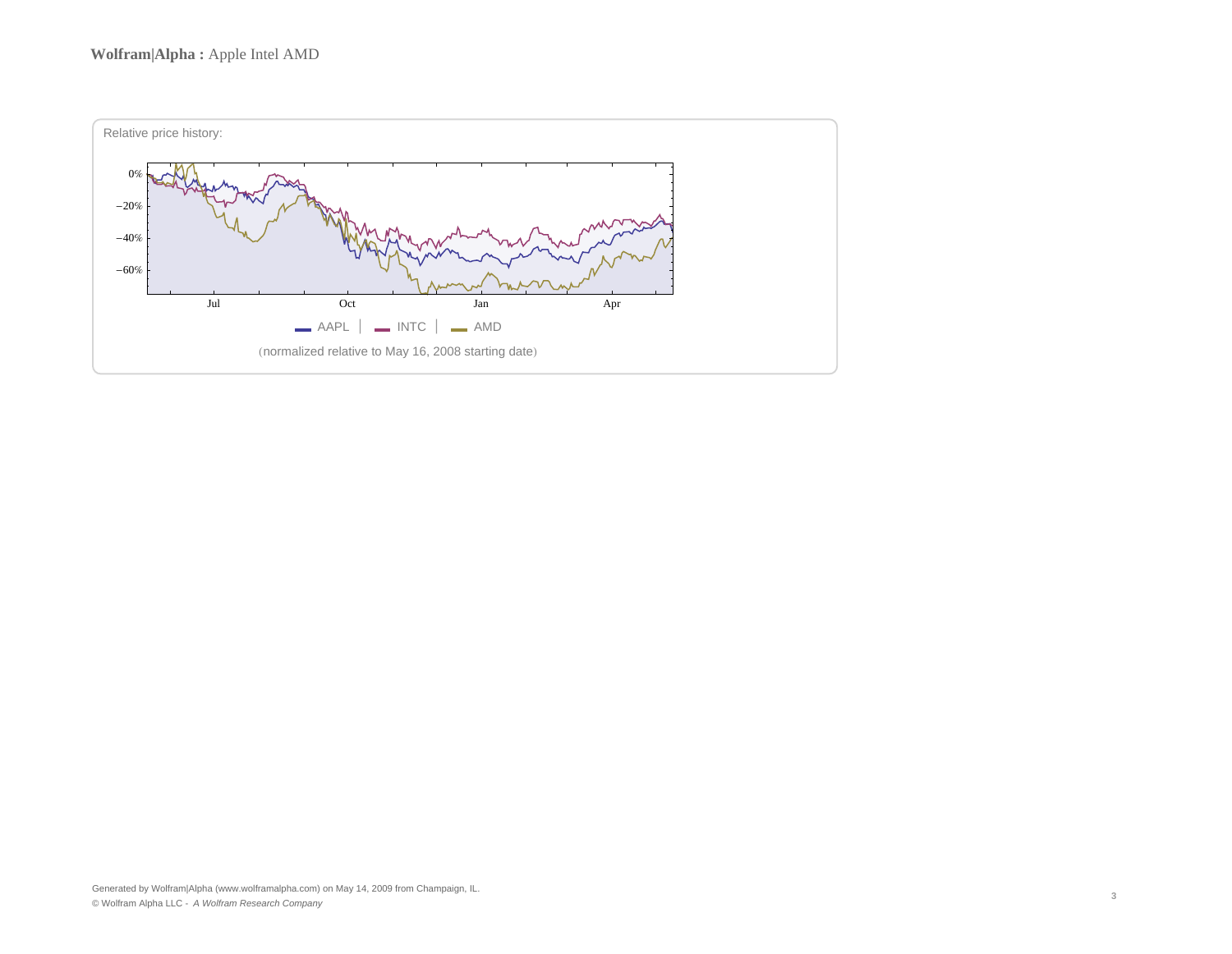**Wolfram|Alpha :** Apple Intel AMD

Relative price history:

0%
−20%
−40%
−60%

Jul Oct Jan Apr

AAPL | INTC | AMD

(normalized relative to May 16, 2008 starting date)

Generated by Wolfram|Alpha (www.wolframalpha.com) on May 14, 2009 from Champaign, IL.
© Wolfram Alpha LLC - *A Wolfram Research Company*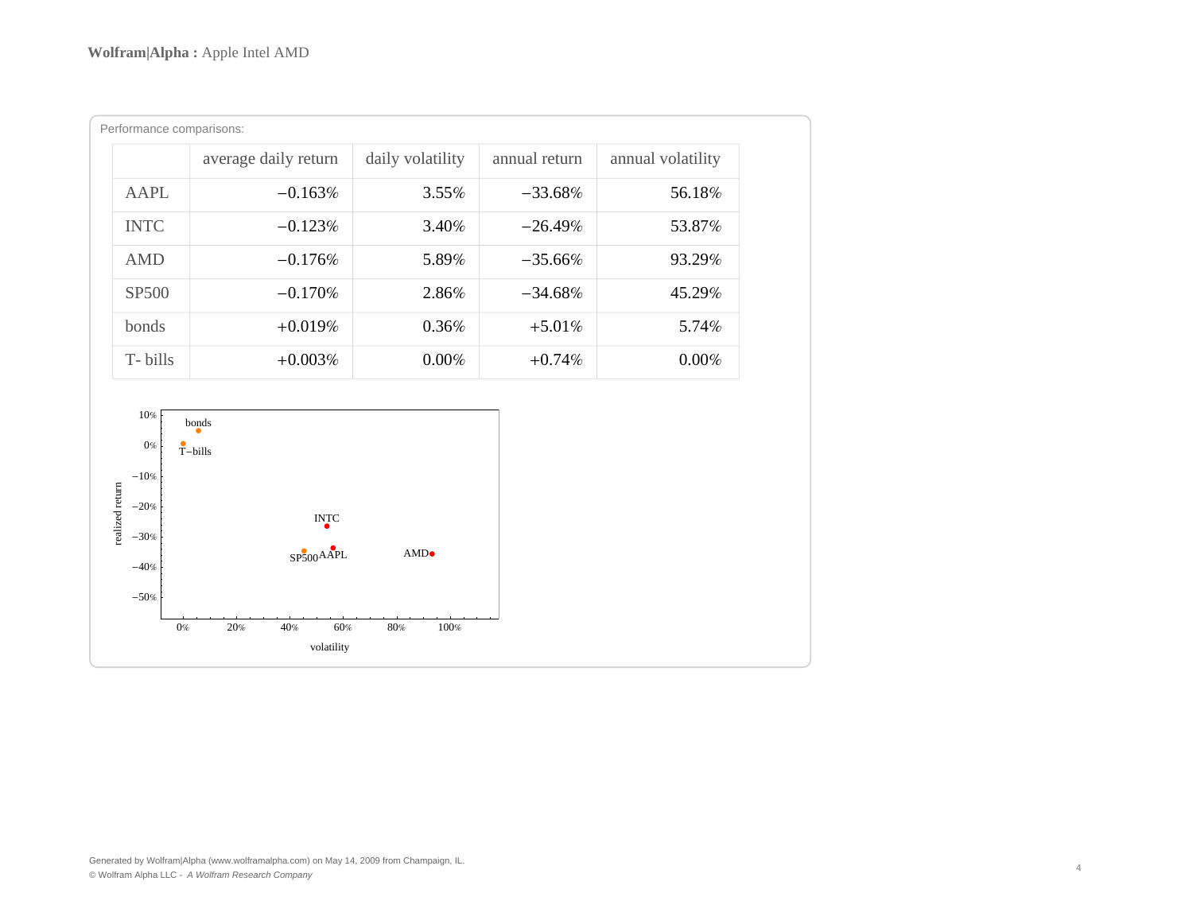**Wolfram|Alpha :** Apple Intel AMD

Performance comparisons:

| | average daily return | daily volatility | annual return | annual volatility |
|---|---|---|---|---|
| AAPL | −0.163% | 3.55% | −33.68% | 56.18% |
| INTC | −0.123% | 3.40% | −26.49% | 53.87% |
| AMD | −0.176% | 5.89% | −35.66% | 93.29% |
| SP500 | −0.170% | 2.86% | −34.68% | 45.29% |
| bonds | +0.019% | 0.36% | +5.01% | 5.74% |
| T- bills | +0.003% | 0.00% | +0.74% | 0.00% |

Generated by Wolfram|Alpha (www.wolframalpha.com) on May 14, 2009 from Champaign, IL.
© Wolfram Alpha LLC - *A Wolfram Research Company*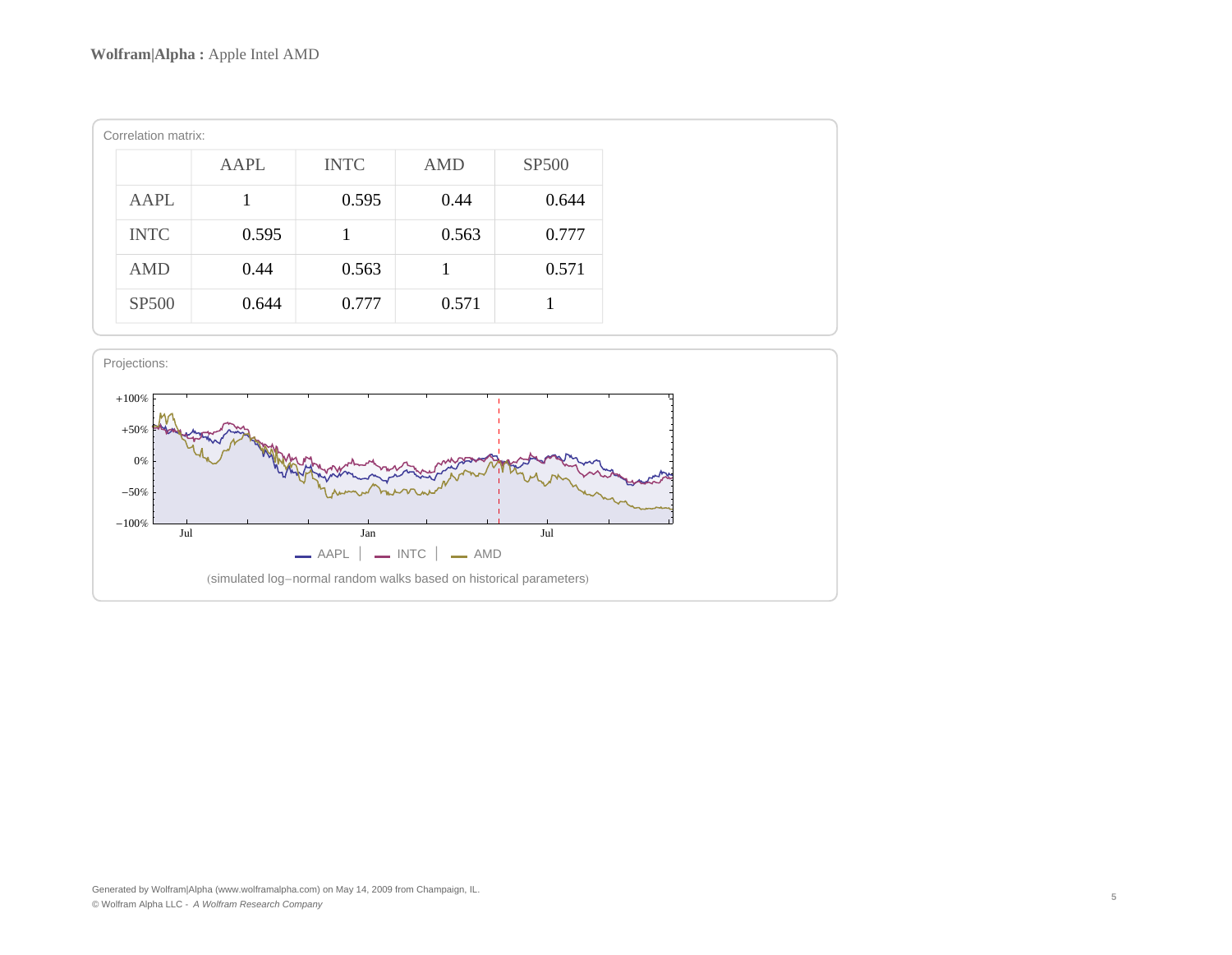**Wolfram|Alpha :** Apple Intel AMD

Correlation matrix:

| | AAPL | INTC | AMD | SP500 |
|---|---|---|---|---|
| AAPL | 1 | 0.595 | 0.44 | 0.644 |
| INTC | 0.595 | 1 | 0.563 | 0.777 |
| AMD | 0.44 | 0.563 | 1 | 0.571 |
| SP500 | 0.644 | 0.777 | 0.571 | 1 |

Projections:

(simulated log−normal random walks based on historical parameters)

Generated by Wolfram|Alpha (www.wolframalpha.com) on May 14, 2009 from Champaign, IL.
© Wolfram Alpha LLC - *A Wolfram Research Company*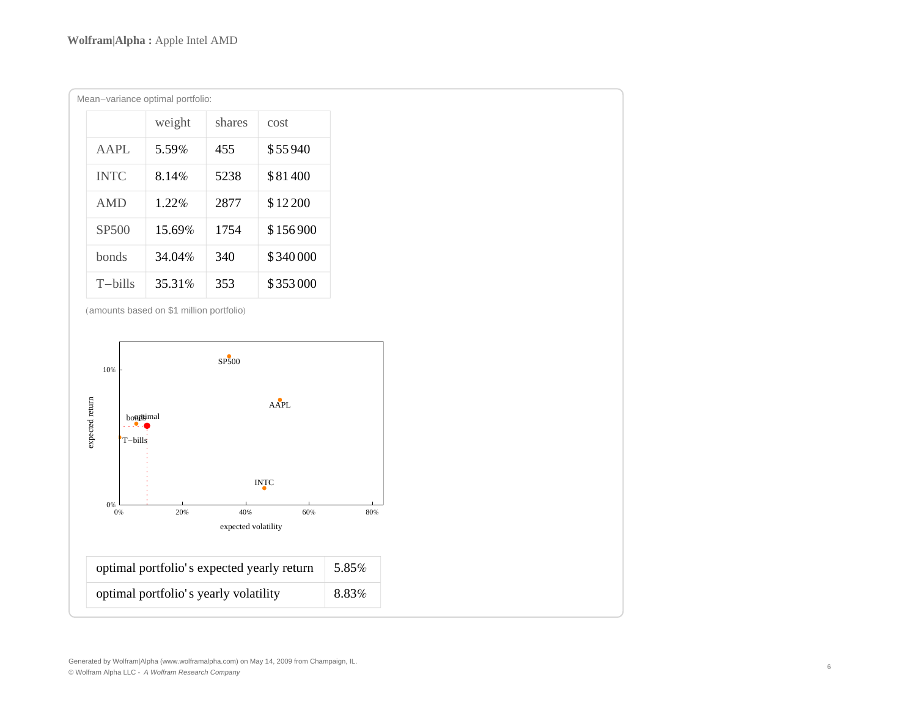**Wolfram|Alpha :** Apple Intel AMD

Mean−variance optimal portfolio:

| | weight | shares | cost |
|---|---|---|---|
| AAPL | 5.59% | 455 | $55 940 |
| INTC | 8.14% | 5238 | $81 400 |
| AMD | 1.22% | 2877 | $12 200 |
| SP500 | 15.69% | 1754 | $156 900 |
| bonds | 34.04% | 340 | $340 000 |
| T−bills | 35.31% | 353 | $353 000 |

(amounts based on $1 million portfolio)

| | |
|---|---|
| optimal portfolio's expected yearly return | 5.85% |
| optimal portfolio's yearly volatility | 8.83% |

Generated by Wolfram|Alpha (www.wolframalpha.com) on May 14, 2009 from Champaign, IL.
© Wolfram Alpha LLC - *A Wolfram Research Company*